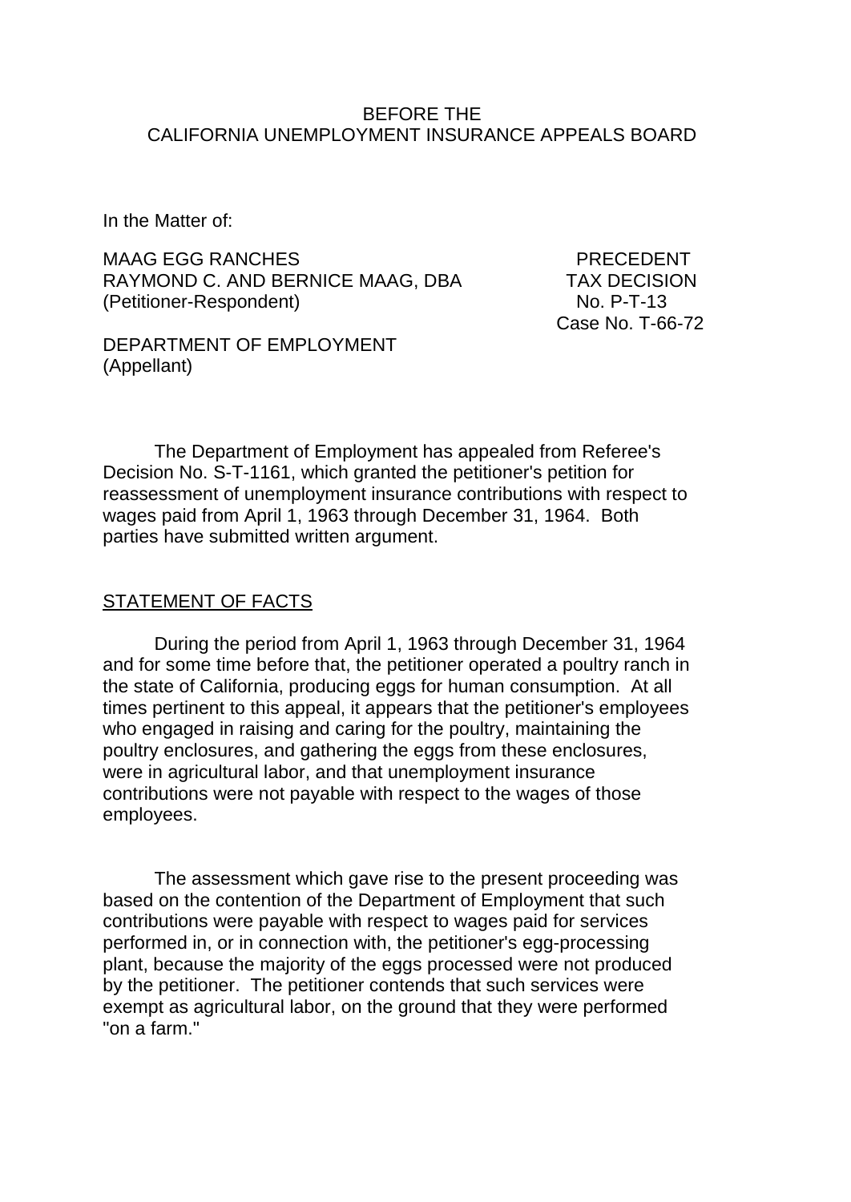BEFORE THE
CALIFORNIA UNEMPLOYMENT INSURANCE APPEALS BOARD

In the Matter of:

MAAG EGG RANCHES
RAYMOND C. AND BERNICE MAAG, DBA
(Petitioner-Respondent)

PRECEDENT
TAX DECISION
No. P-T-13
Case No. T-66-72

DEPARTMENT OF EMPLOYMENT
(Appellant)

The Department of Employment has appealed from Referee's Decision No. S-T-1161, which granted the petitioner's petition for reassessment of unemployment insurance contributions with respect to wages paid from April 1, 1963 through December 31, 1964. Both parties have submitted written argument.

STATEMENT OF FACTS

During the period from April 1, 1963 through December 31, 1964 and for some time before that, the petitioner operated a poultry ranch in the state of California, producing eggs for human consumption. At all times pertinent to this appeal, it appears that the petitioner's employees who engaged in raising and caring for the poultry, maintaining the poultry enclosures, and gathering the eggs from these enclosures, were in agricultural labor, and that unemployment insurance contributions were not payable with respect to the wages of those employees.

The assessment which gave rise to the present proceeding was based on the contention of the Department of Employment that such contributions were payable with respect to wages paid for services performed in, or in connection with, the petitioner's egg-processing plant, because the majority of the eggs processed were not produced by the petitioner. The petitioner contends that such services were exempt as agricultural labor, on the ground that they were performed "on a farm."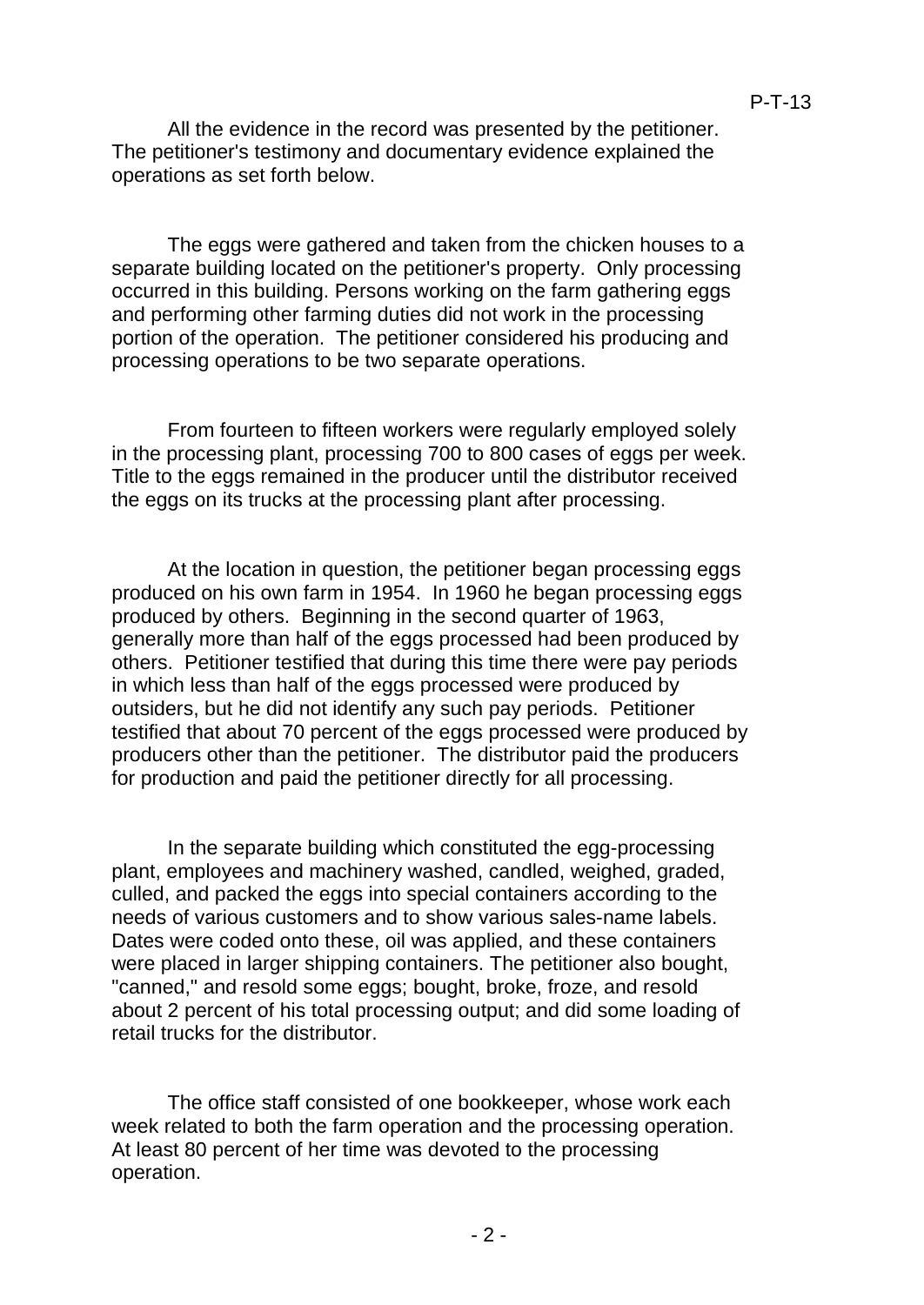All the evidence in the record was presented by the petitioner. The petitioner's testimony and documentary evidence explained the operations as set forth below.

The eggs were gathered and taken from the chicken houses to a separate building located on the petitioner's property. Only processing occurred in this building. Persons working on the farm gathering eggs and performing other farming duties did not work in the processing portion of the operation. The petitioner considered his producing and processing operations to be two separate operations.

From fourteen to fifteen workers were regularly employed solely in the processing plant, processing 700 to 800 cases of eggs per week. Title to the eggs remained in the producer until the distributor received the eggs on its trucks at the processing plant after processing.

At the location in question, the petitioner began processing eggs produced on his own farm in 1954. In 1960 he began processing eggs produced by others. Beginning in the second quarter of 1963, generally more than half of the eggs processed had been produced by others. Petitioner testified that during this time there were pay periods in which less than half of the eggs processed were produced by outsiders, but he did not identify any such pay periods. Petitioner testified that about 70 percent of the eggs processed were produced by producers other than the petitioner. The distributor paid the producers for production and paid the petitioner directly for all processing.

In the separate building which constituted the egg-processing plant, employees and machinery washed, candled, weighed, graded, culled, and packed the eggs into special containers according to the needs of various customers and to show various sales-name labels. Dates were coded onto these, oil was applied, and these containers were placed in larger shipping containers. The petitioner also bought, "canned," and resold some eggs; bought, broke, froze, and resold about 2 percent of his total processing output; and did some loading of retail trucks for the distributor.

The office staff consisted of one bookkeeper, whose work each week related to both the farm operation and the processing operation. At least 80 percent of her time was devoted to the processing operation.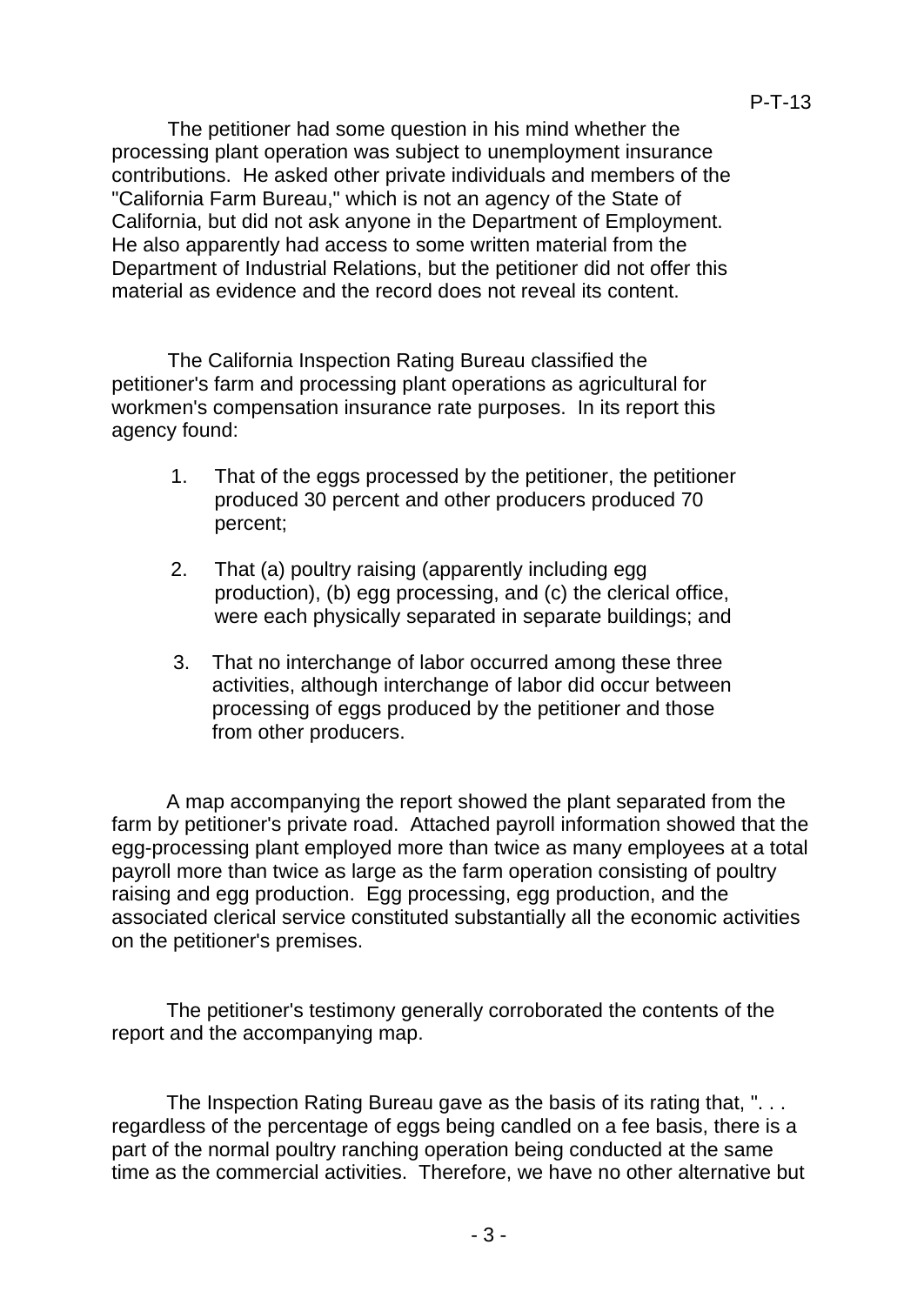The petitioner had some question in his mind whether the processing plant operation was subject to unemployment insurance contributions. He asked other private individuals and members of the "California Farm Bureau," which is not an agency of the State of California, but did not ask anyone in the Department of Employment. He also apparently had access to some written material from the Department of Industrial Relations, but the petitioner did not offer this material as evidence and the record does not reveal its content.

The California Inspection Rating Bureau classified the petitioner's farm and processing plant operations as agricultural for workmen's compensation insurance rate purposes. In its report this agency found:

1. That of the eggs processed by the petitioner, the petitioner produced 30 percent and other producers produced 70 percent;

2. That (a) poultry raising (apparently including egg production), (b) egg processing, and (c) the clerical office, were each physically separated in separate buildings; and

3. That no interchange of labor occurred among these three activities, although interchange of labor did occur between processing of eggs produced by the petitioner and those from other producers.

A map accompanying the report showed the plant separated from the farm by petitioner's private road. Attached payroll information showed that the egg-processing plant employed more than twice as many employees at a total payroll more than twice as large as the farm operation consisting of poultry raising and egg production. Egg processing, egg production, and the associated clerical service constituted substantially all the economic activities on the petitioner's premises.

The petitioner's testimony generally corroborated the contents of the report and the accompanying map.

The Inspection Rating Bureau gave as the basis of its rating that, ". . . regardless of the percentage of eggs being candled on a fee basis, there is a part of the normal poultry ranching operation being conducted at the same time as the commercial activities. Therefore, we have no other alternative but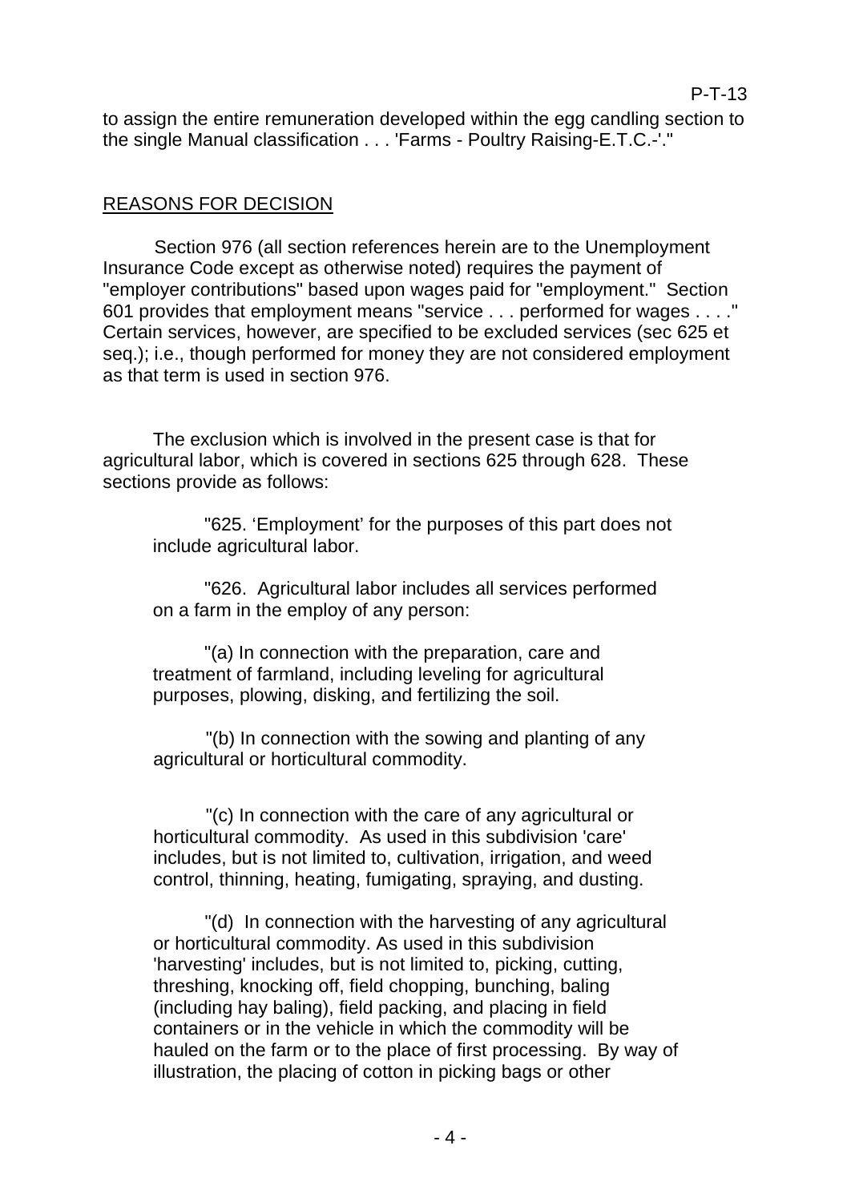to assign the entire remuneration developed within the egg candling section to the single Manual classification . . . 'Farms - Poultry Raising-E.T.C.-'."

## REASONS FOR DECISION

Section 976 (all section references herein are to the Unemployment Insurance Code except as otherwise noted) requires the payment of "employer contributions" based upon wages paid for "employment." Section 601 provides that employment means "service . . . performed for wages . . . ." Certain services, however, are specified to be excluded services (sec 625 et seq.); i.e., though performed for money they are not considered employment as that term is used in section 976.

The exclusion which is involved in the present case is that for agricultural labor, which is covered in sections 625 through 628. These sections provide as follows:

> "625. 'Employment' for the purposes of this part does not include agricultural labor.
>
> "626. Agricultural labor includes all services performed on a farm in the employ of any person:
>
> "(a) In connection with the preparation, care and treatment of farmland, including leveling for agricultural purposes, plowing, disking, and fertilizing the soil.
>
> "(b) In connection with the sowing and planting of any agricultural or horticultural commodity.
>
> "(c) In connection with the care of any agricultural or horticultural commodity. As used in this subdivision 'care' includes, but is not limited to, cultivation, irrigation, and weed control, thinning, heating, fumigating, spraying, and dusting.
>
> "(d) In connection with the harvesting of any agricultural or horticultural commodity. As used in this subdivision 'harvesting' includes, but is not limited to, picking, cutting, threshing, knocking off, field chopping, bunching, baling (including hay baling), field packing, and placing in field containers or in the vehicle in which the commodity will be hauled on the farm or to the place of first processing. By way of illustration, the placing of cotton in picking bags or other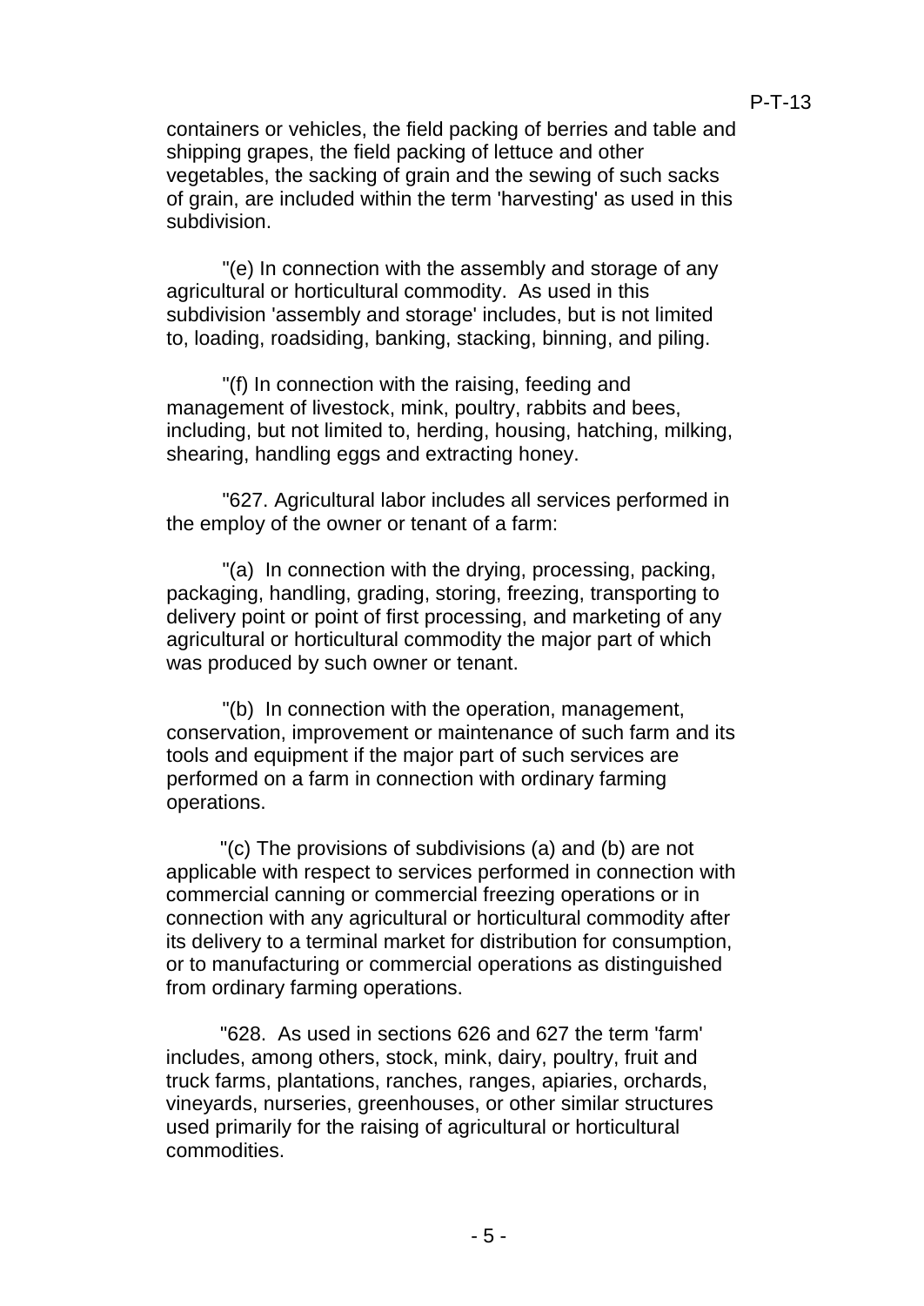containers or vehicles, the field packing of berries and table and shipping grapes, the field packing of lettuce and other vegetables, the sacking of grain and the sewing of such sacks of grain, are included within the term 'harvesting' as used in this subdivision.

"(e) In connection with the assembly and storage of any agricultural or horticultural commodity. As used in this subdivision 'assembly and storage' includes, but is not limited to, loading, roadsiding, banking, stacking, binning, and piling.

"(f) In connection with the raising, feeding and management of livestock, mink, poultry, rabbits and bees, including, but not limited to, herding, housing, hatching, milking, shearing, handling eggs and extracting honey.

"627. Agricultural labor includes all services performed in the employ of the owner or tenant of a farm:

"(a) In connection with the drying, processing, packing, packaging, handling, grading, storing, freezing, transporting to delivery point or point of first processing, and marketing of any agricultural or horticultural commodity the major part of which was produced by such owner or tenant.

"(b) In connection with the operation, management, conservation, improvement or maintenance of such farm and its tools and equipment if the major part of such services are performed on a farm in connection with ordinary farming operations.

"(c) The provisions of subdivisions (a) and (b) are not applicable with respect to services performed in connection with commercial canning or commercial freezing operations or in connection with any agricultural or horticultural commodity after its delivery to a terminal market for distribution for consumption, or to manufacturing or commercial operations as distinguished from ordinary farming operations.

"628. As used in sections 626 and 627 the term 'farm' includes, among others, stock, mink, dairy, poultry, fruit and truck farms, plantations, ranches, ranges, apiaries, orchards, vineyards, nurseries, greenhouses, or other similar structures used primarily for the raising of agricultural or horticultural commodities.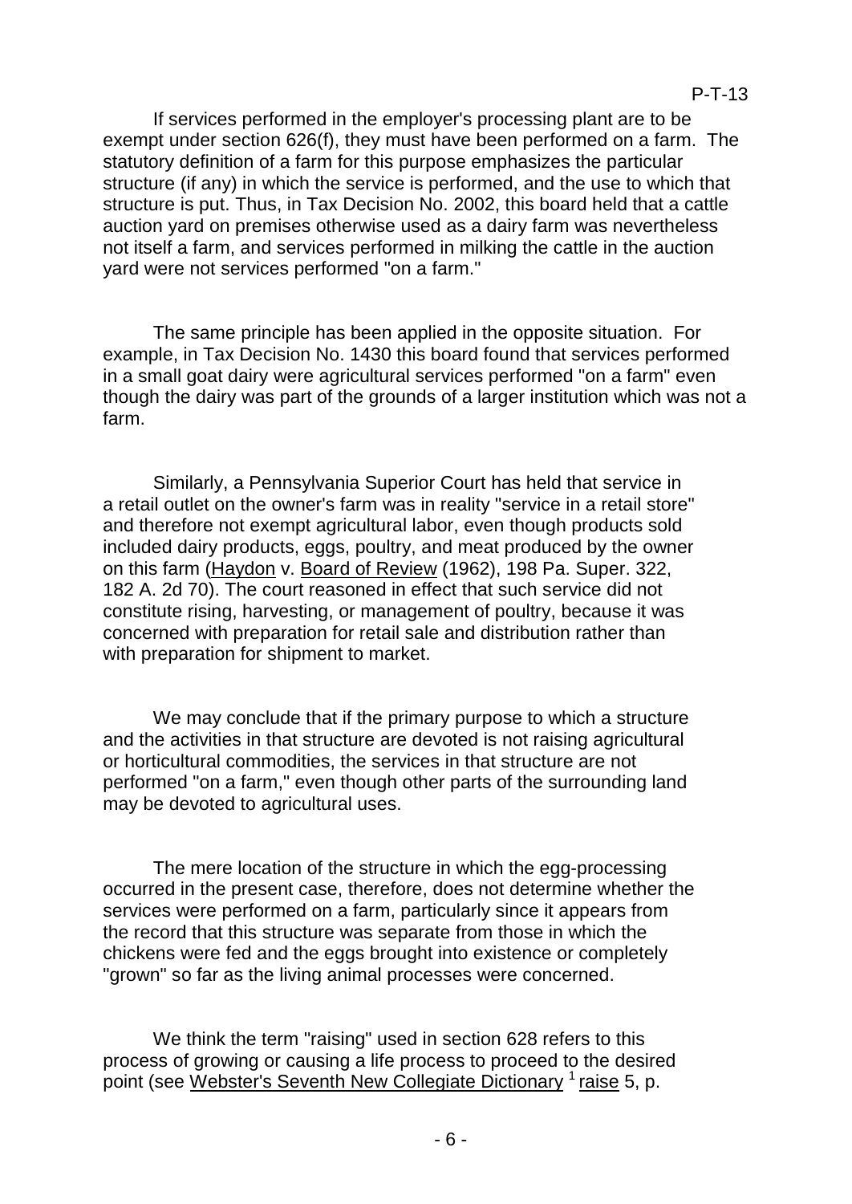If services performed in the employer's processing plant are to be exempt under section 626(f), they must have been performed on a farm. The statutory definition of a farm for this purpose emphasizes the particular structure (if any) in which the service is performed, and the use to which that structure is put. Thus, in Tax Decision No. 2002, this board held that a cattle auction yard on premises otherwise used as a dairy farm was nevertheless not itself a farm, and services performed in milking the cattle in the auction yard were not services performed "on a farm."

The same principle has been applied in the opposite situation. For example, in Tax Decision No. 1430 this board found that services performed in a small goat dairy were agricultural services performed "on a farm" even though the dairy was part of the grounds of a larger institution which was not a farm.

Similarly, a Pennsylvania Superior Court has held that service in a retail outlet on the owner's farm was in reality "service in a retail store" and therefore not exempt agricultural labor, even though products sold included dairy products, eggs, poultry, and meat produced by the owner on this farm (Haydon v. Board of Review (1962), 198 Pa. Super. 322, 182 A. 2d 70). The court reasoned in effect that such service did not constitute rising, harvesting, or management of poultry, because it was concerned with preparation for retail sale and distribution rather than with preparation for shipment to market.

We may conclude that if the primary purpose to which a structure and the activities in that structure are devoted is not raising agricultural or horticultural commodities, the services in that structure are not performed "on a farm," even though other parts of the surrounding land may be devoted to agricultural uses.

The mere location of the structure in which the egg-processing occurred in the present case, therefore, does not determine whether the services were performed on a farm, particularly since it appears from the record that this structure was separate from those in which the chickens were fed and the eggs brought into existence or completely "grown" so far as the living animal processes were concerned.

We think the term "raising" used in section 628 refers to this process of growing or causing a life process to proceed to the desired point (see Webster's Seventh New Collegiate Dictionary [1] raise 5, p.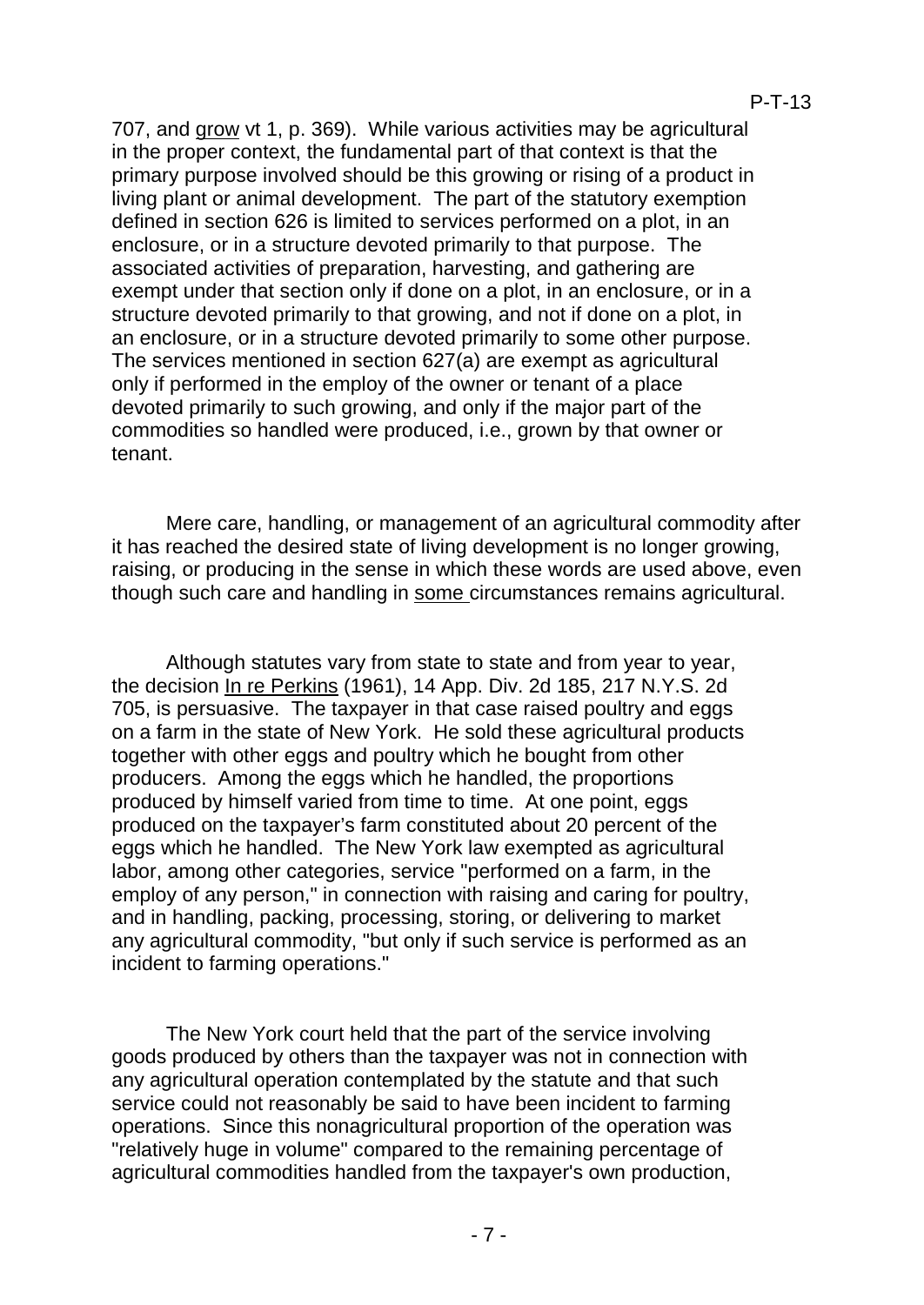707, and grow vt 1, p. 369). While various activities may be agricultural in the proper context, the fundamental part of that context is that the primary purpose involved should be this growing or rising of a product in living plant or animal development. The part of the statutory exemption defined in section 626 is limited to services performed on a plot, in an enclosure, or in a structure devoted primarily to that purpose. The associated activities of preparation, harvesting, and gathering are exempt under that section only if done on a plot, in an enclosure, or in a structure devoted primarily to that growing, and not if done on a plot, in an enclosure, or in a structure devoted primarily to some other purpose. The services mentioned in section 627(a) are exempt as agricultural only if performed in the employ of the owner or tenant of a place devoted primarily to such growing, and only if the major part of the commodities so handled were produced, i.e., grown by that owner or tenant.

Mere care, handling, or management of an agricultural commodity after it has reached the desired state of living development is no longer growing, raising, or producing in the sense in which these words are used above, even though such care and handling in some circumstances remains agricultural.

Although statutes vary from state to state and from year to year, the decision In re Perkins (1961), 14 App. Div. 2d 185, 217 N.Y.S. 2d 705, is persuasive. The taxpayer in that case raised poultry and eggs on a farm in the state of New York. He sold these agricultural products together with other eggs and poultry which he bought from other producers. Among the eggs which he handled, the proportions produced by himself varied from time to time. At one point, eggs produced on the taxpayer's farm constituted about 20 percent of the eggs which he handled. The New York law exempted as agricultural labor, among other categories, service "performed on a farm, in the employ of any person," in connection with raising and caring for poultry, and in handling, packing, processing, storing, or delivering to market any agricultural commodity, "but only if such service is performed as an incident to farming operations."

The New York court held that the part of the service involving goods produced by others than the taxpayer was not in connection with any agricultural operation contemplated by the statute and that such service could not reasonably be said to have been incident to farming operations. Since this nonagricultural proportion of the operation was "relatively huge in volume" compared to the remaining percentage of agricultural commodities handled from the taxpayer's own production,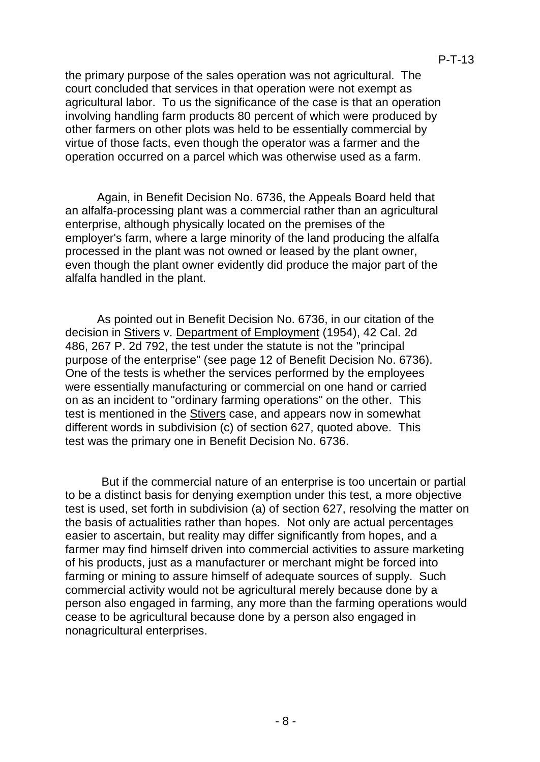the primary purpose of the sales operation was not agricultural. The court concluded that services in that operation were not exempt as agricultural labor. To us the significance of the case is that an operation involving handling farm products 80 percent of which were produced by other farmers on other plots was held to be essentially commercial by virtue of those facts, even though the operator was a farmer and the operation occurred on a parcel which was otherwise used as a farm.

Again, in Benefit Decision No. 6736, the Appeals Board held that an alfalfa-processing plant was a commercial rather than an agricultural enterprise, although physically located on the premises of the employer's farm, where a large minority of the land producing the alfalfa processed in the plant was not owned or leased by the plant owner, even though the plant owner evidently did produce the major part of the alfalfa handled in the plant.

As pointed out in Benefit Decision No. 6736, in our citation of the decision in Stivers v. Department of Employment (1954), 42 Cal. 2d 486, 267 P. 2d 792, the test under the statute is not the "principal purpose of the enterprise" (see page 12 of Benefit Decision No. 6736). One of the tests is whether the services performed by the employees were essentially manufacturing or commercial on one hand or carried on as an incident to "ordinary farming operations" on the other. This test is mentioned in the Stivers case, and appears now in somewhat different words in subdivision (c) of section 627, quoted above. This test was the primary one in Benefit Decision No. 6736.

But if the commercial nature of an enterprise is too uncertain or partial to be a distinct basis for denying exemption under this test, a more objective test is used, set forth in subdivision (a) of section 627, resolving the matter on the basis of actualities rather than hopes. Not only are actual percentages easier to ascertain, but reality may differ significantly from hopes, and a farmer may find himself driven into commercial activities to assure marketing of his products, just as a manufacturer or merchant might be forced into farming or mining to assure himself of adequate sources of supply. Such commercial activity would not be agricultural merely because done by a person also engaged in farming, any more than the farming operations would cease to be agricultural because done by a person also engaged in nonagricultural enterprises.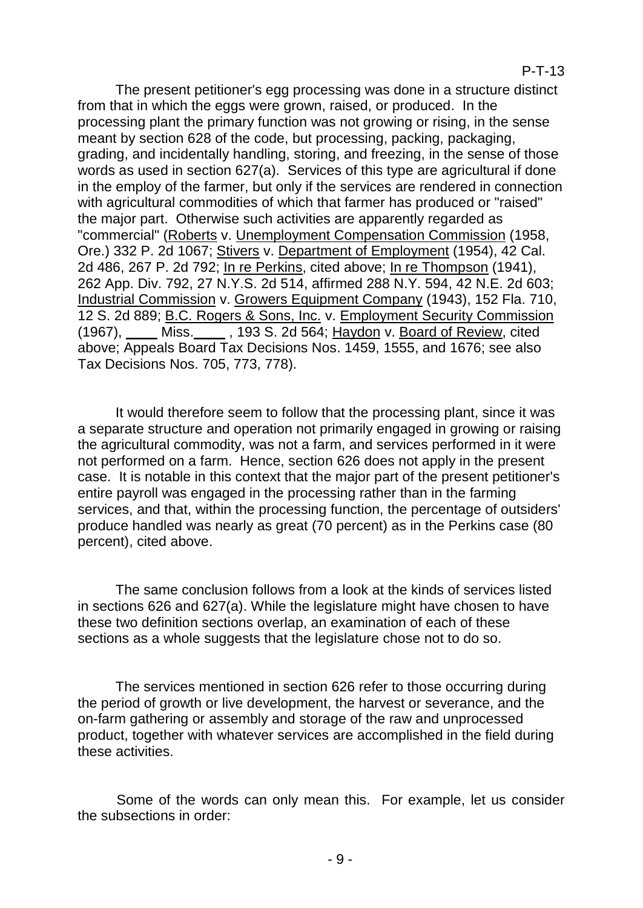The present petitioner's egg processing was done in a structure distinct from that in which the eggs were grown, raised, or produced. In the processing plant the primary function was not growing or rising, in the sense meant by section 628 of the code, but processing, packing, packaging, grading, and incidentally handling, storing, and freezing, in the sense of those words as used in section 627(a). Services of this type are agricultural if done in the employ of the farmer, but only if the services are rendered in connection with agricultural commodities of which that farmer has produced or "raised" the major part. Otherwise such activities are apparently regarded as "commercial" (Roberts v. Unemployment Compensation Commission (1958, Ore.) 332 P. 2d 1067; Stivers v. Department of Employment (1954), 42 Cal. 2d 486, 267 P. 2d 792; In re Perkins, cited above; In re Thompson (1941), 262 App. Div. 792, 27 N.Y.S. 2d 514, affirmed 288 N.Y. 594, 42 N.E. 2d 603; Industrial Commission v. Growers Equipment Company (1943), 152 Fla. 710, 12 S. 2d 889; B.C. Rogers & Sons, Inc. v. Employment Security Commission (1967), ____ Miss.____ , 193 S. 2d 564; Haydon v. Board of Review, cited above; Appeals Board Tax Decisions Nos. 1459, 1555, and 1676; see also Tax Decisions Nos. 705, 773, 778).

It would therefore seem to follow that the processing plant, since it was a separate structure and operation not primarily engaged in growing or raising the agricultural commodity, was not a farm, and services performed in it were not performed on a farm. Hence, section 626 does not apply in the present case. It is notable in this context that the major part of the present petitioner's entire payroll was engaged in the processing rather than in the farming services, and that, within the processing function, the percentage of outsiders' produce handled was nearly as great (70 percent) as in the Perkins case (80 percent), cited above.

The same conclusion follows from a look at the kinds of services listed in sections 626 and 627(a). While the legislature might have chosen to have these two definition sections overlap, an examination of each of these sections as a whole suggests that the legislature chose not to do so.

The services mentioned in section 626 refer to those occurring during the period of growth or live development, the harvest or severance, and the on-farm gathering or assembly and storage of the raw and unprocessed product, together with whatever services are accomplished in the field during these activities.

Some of the words can only mean this. For example, let us consider the subsections in order: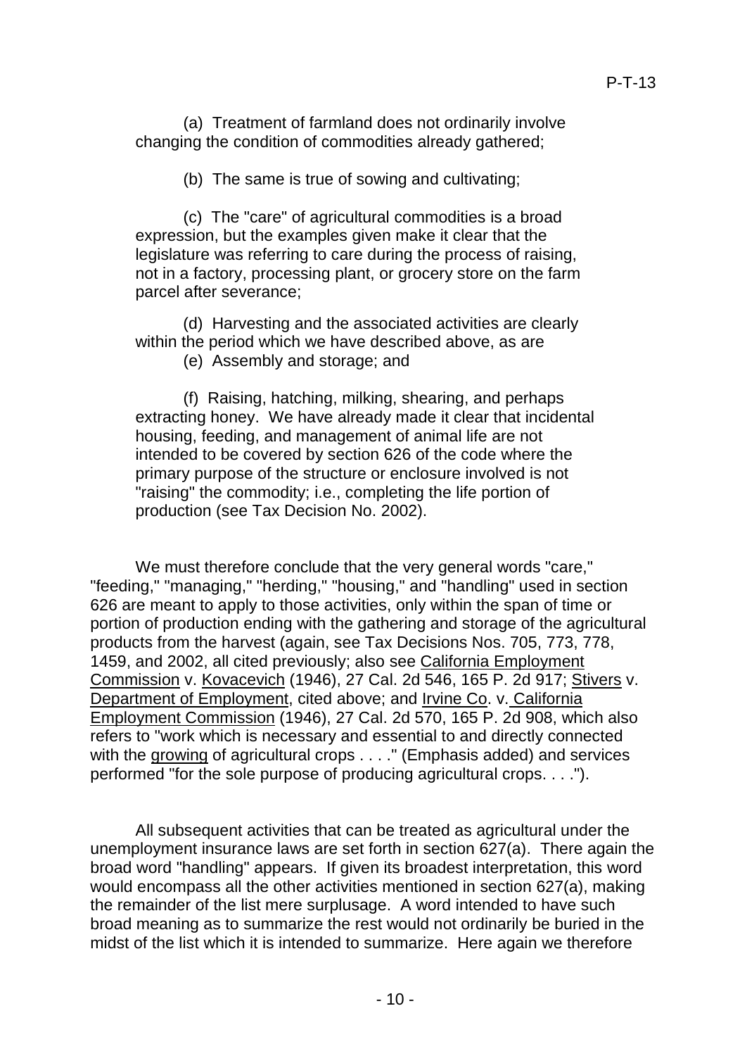(a) Treatment of farmland does not ordinarily involve changing the condition of commodities already gathered;

(b) The same is true of sowing and cultivating;

(c) The "care" of agricultural commodities is a broad expression, but the examples given make it clear that the legislature was referring to care during the process of raising, not in a factory, processing plant, or grocery store on the farm parcel after severance;

(d) Harvesting and the associated activities are clearly within the period which we have described above, as are

(e) Assembly and storage; and

(f) Raising, hatching, milking, shearing, and perhaps extracting honey. We have already made it clear that incidental housing, feeding, and management of animal life are not intended to be covered by section 626 of the code where the primary purpose of the structure or enclosure involved is not "raising" the commodity; i.e., completing the life portion of production (see Tax Decision No. 2002).

We must therefore conclude that the very general words "care," "feeding," "managing," "herding," "housing," and "handling" used in section 626 are meant to apply to those activities, only within the span of time or portion of production ending with the gathering and storage of the agricultural products from the harvest (again, see Tax Decisions Nos. 705, 773, 778, 1459, and 2002, all cited previously; also see California Employment Commission v. Kovacevich (1946), 27 Cal. 2d 546, 165 P. 2d 917; Stivers v. Department of Employment, cited above; and Irvine Co. v. California Employment Commission (1946), 27 Cal. 2d 570, 165 P. 2d 908, which also refers to "work which is necessary and essential to and directly connected with the growing of agricultural crops . . . ." (Emphasis added) and services performed "for the sole purpose of producing agricultural crops. . . .").

All subsequent activities that can be treated as agricultural under the unemployment insurance laws are set forth in section 627(a). There again the broad word "handling" appears. If given its broadest interpretation, this word would encompass all the other activities mentioned in section 627(a), making the remainder of the list mere surplusage. A word intended to have such broad meaning as to summarize the rest would not ordinarily be buried in the midst of the list which it is intended to summarize. Here again we therefore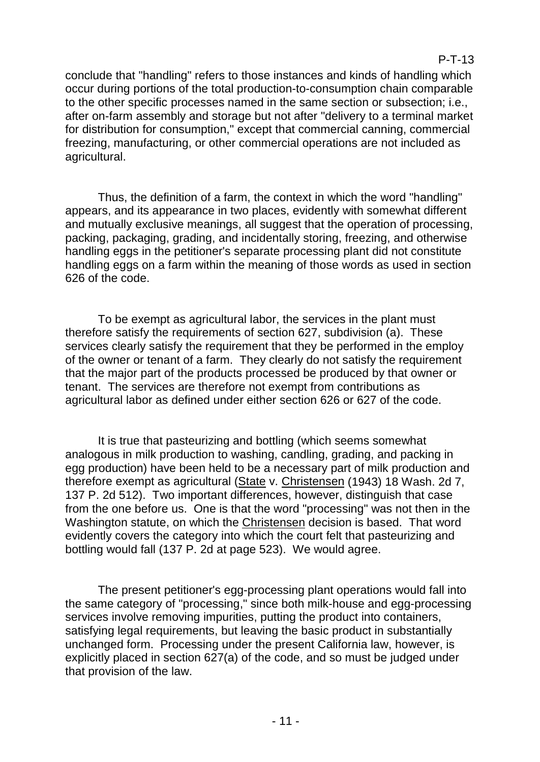conclude that "handling" refers to those instances and kinds of handling which occur during portions of the total production-to-consumption chain comparable to the other specific processes named in the same section or subsection; i.e., after on-farm assembly and storage but not after "delivery to a terminal market for distribution for consumption," except that commercial canning, commercial freezing, manufacturing, or other commercial operations are not included as agricultural.

Thus, the definition of a farm, the context in which the word "handling" appears, and its appearance in two places, evidently with somewhat different and mutually exclusive meanings, all suggest that the operation of processing, packing, packaging, grading, and incidentally storing, freezing, and otherwise handling eggs in the petitioner's separate processing plant did not constitute handling eggs on a farm within the meaning of those words as used in section 626 of the code.

To be exempt as agricultural labor, the services in the plant must therefore satisfy the requirements of section 627, subdivision (a). These services clearly satisfy the requirement that they be performed in the employ of the owner or tenant of a farm. They clearly do not satisfy the requirement that the major part of the products processed be produced by that owner or tenant. The services are therefore not exempt from contributions as agricultural labor as defined under either section 626 or 627 of the code.

It is true that pasteurizing and bottling (which seems somewhat analogous in milk production to washing, candling, grading, and packing in egg production) have been held to be a necessary part of milk production and therefore exempt as agricultural (<u>State</u> v. <u>Christensen</u> (1943) 18 Wash. 2d 7, 137 P. 2d 512). Two important differences, however, distinguish that case from the one before us. One is that the word "processing" was not then in the Washington statute, on which the <u>Christensen</u> decision is based. That word evidently covers the category into which the court felt that pasteurizing and bottling would fall (137 P. 2d at page 523). We would agree.

The present petitioner's egg-processing plant operations would fall into the same category of "processing," since both milk-house and egg-processing services involve removing impurities, putting the product into containers, satisfying legal requirements, but leaving the basic product in substantially unchanged form. Processing under the present California law, however, is explicitly placed in section 627(a) of the code, and so must be judged under that provision of the law.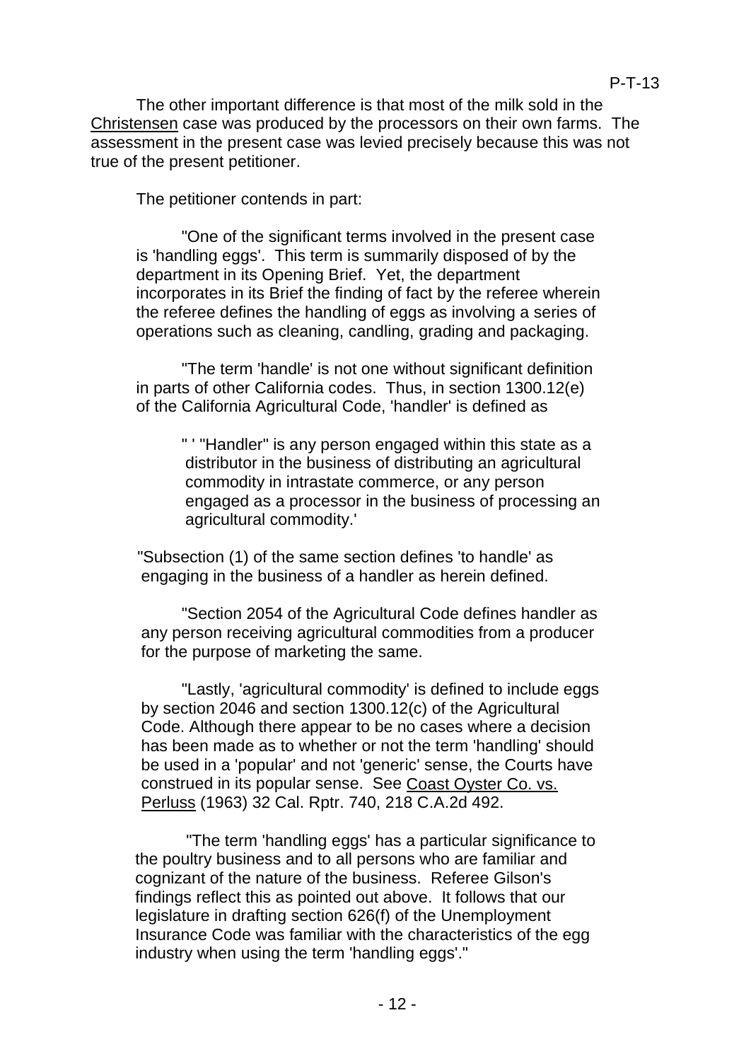The other important difference is that most of the milk sold in the Christensen case was produced by the processors on their own farms. The assessment in the present case was levied precisely because this was not true of the present petitioner.

The petitioner contends in part:

> "One of the significant terms involved in the present case is 'handling eggs'. This term is summarily disposed of by the department in its Opening Brief. Yet, the department incorporates in its Brief the finding of fact by the referee wherein the referee defines the handling of eggs as involving a series of operations such as cleaning, candling, grading and packaging.
>
> "The term 'handle' is not one without significant definition in parts of other California codes. Thus, in section 1300.12(e) of the California Agricultural Code, 'handler' is defined as
>
> > " ' "Handler" is any person engaged within this state as a distributor in the business of distributing an agricultural commodity in intrastate commerce, or any person engaged as a processor in the business of processing an agricultural commodity.'
>
> "Subsection (1) of the same section defines 'to handle' as engaging in the business of a handler as herein defined.
>
> "Section 2054 of the Agricultural Code defines handler as any person receiving agricultural commodities from a producer for the purpose of marketing the same.
>
> "Lastly, 'agricultural commodity' is defined to include eggs by section 2046 and section 1300.12(c) of the Agricultural Code. Although there appear to be no cases where a decision has been made as to whether or not the term 'handling' should be used in a 'popular' and not 'generic' sense, the Courts have construed in its popular sense. See Coast Oyster Co. vs. Perluss (1963) 32 Cal. Rptr. 740, 218 C.A.2d 492.
>
> "The term 'handling eggs' has a particular significance to the poultry business and to all persons who are familiar and cognizant of the nature of the business. Referee Gilson's findings reflect this as pointed out above. It follows that our legislature in drafting section 626(f) of the Unemployment Insurance Code was familiar with the characteristics of the egg industry when using the term 'handling eggs'."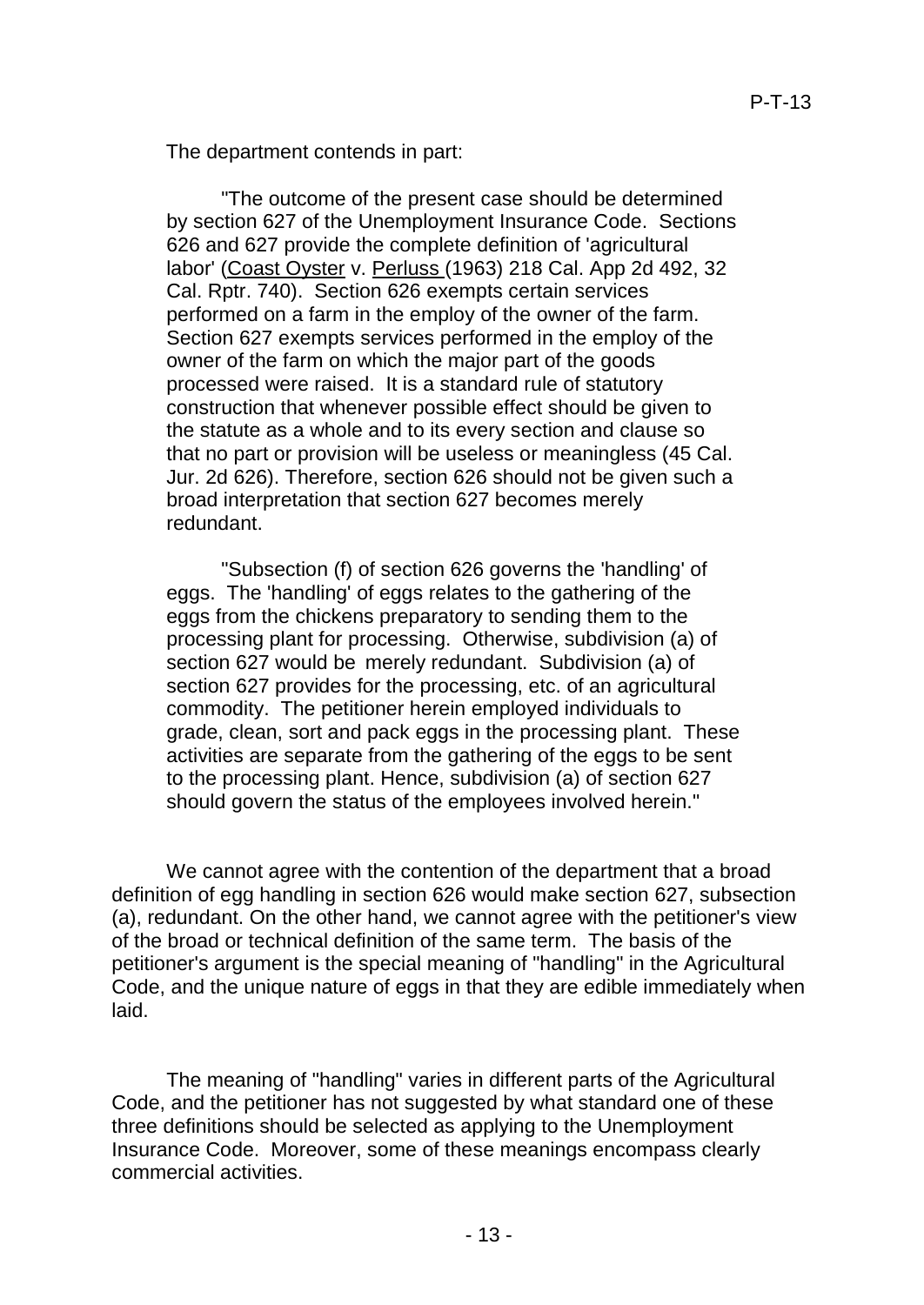The department contends in part:

> "The outcome of the present case should be determined by section 627 of the Unemployment Insurance Code. Sections 626 and 627 provide the complete definition of 'agricultural labor' (Coast Oyster v. Perluss (1963) 218 Cal. App 2d 492, 32 Cal. Rptr. 740). Section 626 exempts certain services performed on a farm in the employ of the owner of the farm. Section 627 exempts services performed in the employ of the owner of the farm on which the major part of the goods processed were raised. It is a standard rule of statutory construction that whenever possible effect should be given to the statute as a whole and to its every section and clause so that no part or provision will be useless or meaningless (45 Cal. Jur. 2d 626). Therefore, section 626 should not be given such a broad interpretation that section 627 becomes merely redundant.
>
> "Subsection (f) of section 626 governs the 'handling' of eggs. The 'handling' of eggs relates to the gathering of the eggs from the chickens preparatory to sending them to the processing plant for processing. Otherwise, subdivision (a) of section 627 would be merely redundant. Subdivision (a) of section 627 provides for the processing, etc. of an agricultural commodity. The petitioner herein employed individuals to grade, clean, sort and pack eggs in the processing plant. These activities are separate from the gathering of the eggs to be sent to the processing plant. Hence, subdivision (a) of section 627 should govern the status of the employees involved herein."

We cannot agree with the contention of the department that a broad definition of egg handling in section 626 would make section 627, subsection (a), redundant. On the other hand, we cannot agree with the petitioner's view of the broad or technical definition of the same term. The basis of the petitioner's argument is the special meaning of "handling" in the Agricultural Code, and the unique nature of eggs in that they are edible immediately when laid.

The meaning of "handling" varies in different parts of the Agricultural Code, and the petitioner has not suggested by what standard one of these three definitions should be selected as applying to the Unemployment Insurance Code. Moreover, some of these meanings encompass clearly commercial activities.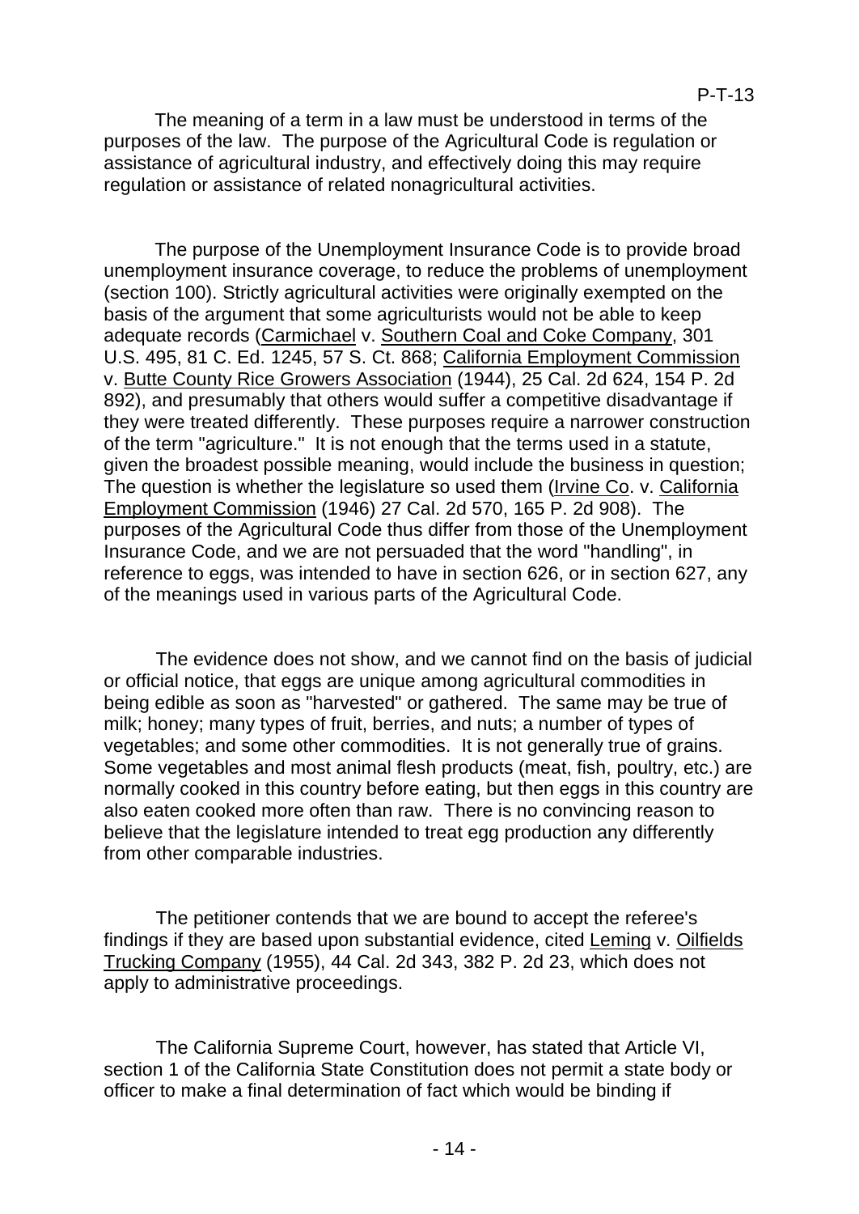The meaning of a term in a law must be understood in terms of the purposes of the law. The purpose of the Agricultural Code is regulation or assistance of agricultural industry, and effectively doing this may require regulation or assistance of related nonagricultural activities.

The purpose of the Unemployment Insurance Code is to provide broad unemployment insurance coverage, to reduce the problems of unemployment (section 100). Strictly agricultural activities were originally exempted on the basis of the argument that some agriculturists would not be able to keep adequate records (Carmichael v. Southern Coal and Coke Company, 301 U.S. 495, 81 C. Ed. 1245, 57 S. Ct. 868; California Employment Commission v. Butte County Rice Growers Association (1944), 25 Cal. 2d 624, 154 P. 2d 892), and presumably that others would suffer a competitive disadvantage if they were treated differently. These purposes require a narrower construction of the term "agriculture." It is not enough that the terms used in a statute, given the broadest possible meaning, would include the business in question; The question is whether the legislature so used them (Irvine Co. v. California Employment Commission (1946) 27 Cal. 2d 570, 165 P. 2d 908). The purposes of the Agricultural Code thus differ from those of the Unemployment Insurance Code, and we are not persuaded that the word "handling", in reference to eggs, was intended to have in section 626, or in section 627, any of the meanings used in various parts of the Agricultural Code.

The evidence does not show, and we cannot find on the basis of judicial or official notice, that eggs are unique among agricultural commodities in being edible as soon as "harvested" or gathered. The same may be true of milk; honey; many types of fruit, berries, and nuts; a number of types of vegetables; and some other commodities. It is not generally true of grains. Some vegetables and most animal flesh products (meat, fish, poultry, etc.) are normally cooked in this country before eating, but then eggs in this country are also eaten cooked more often than raw. There is no convincing reason to believe that the legislature intended to treat egg production any differently from other comparable industries.

The petitioner contends that we are bound to accept the referee's findings if they are based upon substantial evidence, cited Leming v. Oilfields Trucking Company (1955), 44 Cal. 2d 343, 382 P. 2d 23, which does not apply to administrative proceedings.

The California Supreme Court, however, has stated that Article VI, section 1 of the California State Constitution does not permit a state body or officer to make a final determination of fact which would be binding if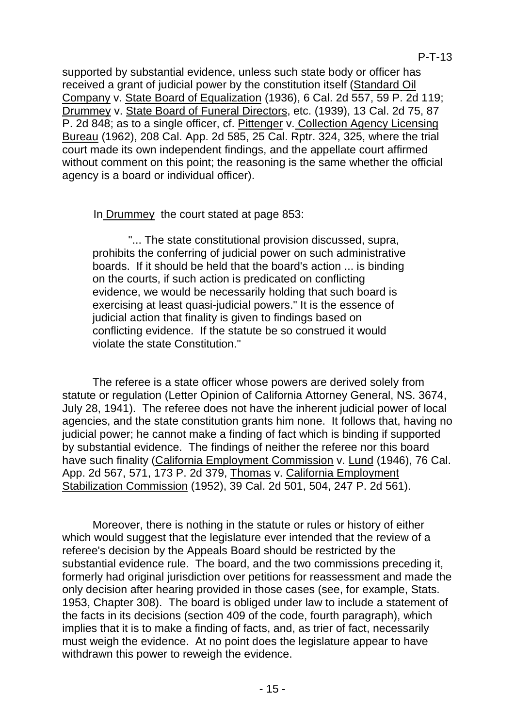supported by substantial evidence, unless such state body or officer has received a grant of judicial power by the constitution itself (Standard Oil Company v. State Board of Equalization (1936), 6 Cal. 2d 557, 59 P. 2d 119; Drummey v. State Board of Funeral Directors, etc. (1939), 13 Cal. 2d 75, 87 P. 2d 848; as to a single officer, cf. Pittenger v. Collection Agency Licensing Bureau (1962), 208 Cal. App. 2d 585, 25 Cal. Rptr. 324, 325, where the trial court made its own independent findings, and the appellate court affirmed without comment on this point; the reasoning is the same whether the official agency is a board or individual officer).

In Drummey the court stated at page 853:

> "... The state constitutional provision discussed, supra, prohibits the conferring of judicial power on such administrative boards. If it should be held that the board's action ... is binding on the courts, if such action is predicated on conflicting evidence, we would be necessarily holding that such board is exercising at least quasi-judicial powers." It is the essence of judicial action that finality is given to findings based on conflicting evidence. If the statute be so construed it would violate the state Constitution."

The referee is a state officer whose powers are derived solely from statute or regulation (Letter Opinion of California Attorney General, NS. 3674, July 28, 1941). The referee does not have the inherent judicial power of local agencies, and the state constitution grants him none. It follows that, having no judicial power; he cannot make a finding of fact which is binding if supported by substantial evidence. The findings of neither the referee nor this board have such finality (California Employment Commission v. Lund (1946), 76 Cal. App. 2d 567, 571, 173 P. 2d 379, Thomas v. California Employment Stabilization Commission (1952), 39 Cal. 2d 501, 504, 247 P. 2d 561).

Moreover, there is nothing in the statute or rules or history of either which would suggest that the legislature ever intended that the review of a referee's decision by the Appeals Board should be restricted by the substantial evidence rule. The board, and the two commissions preceding it, formerly had original jurisdiction over petitions for reassessment and made the only decision after hearing provided in those cases (see, for example, Stats. 1953, Chapter 308). The board is obliged under law to include a statement of the facts in its decisions (section 409 of the code, fourth paragraph), which implies that it is to make a finding of facts, and, as trier of fact, necessarily must weigh the evidence. At no point does the legislature appear to have withdrawn this power to reweigh the evidence.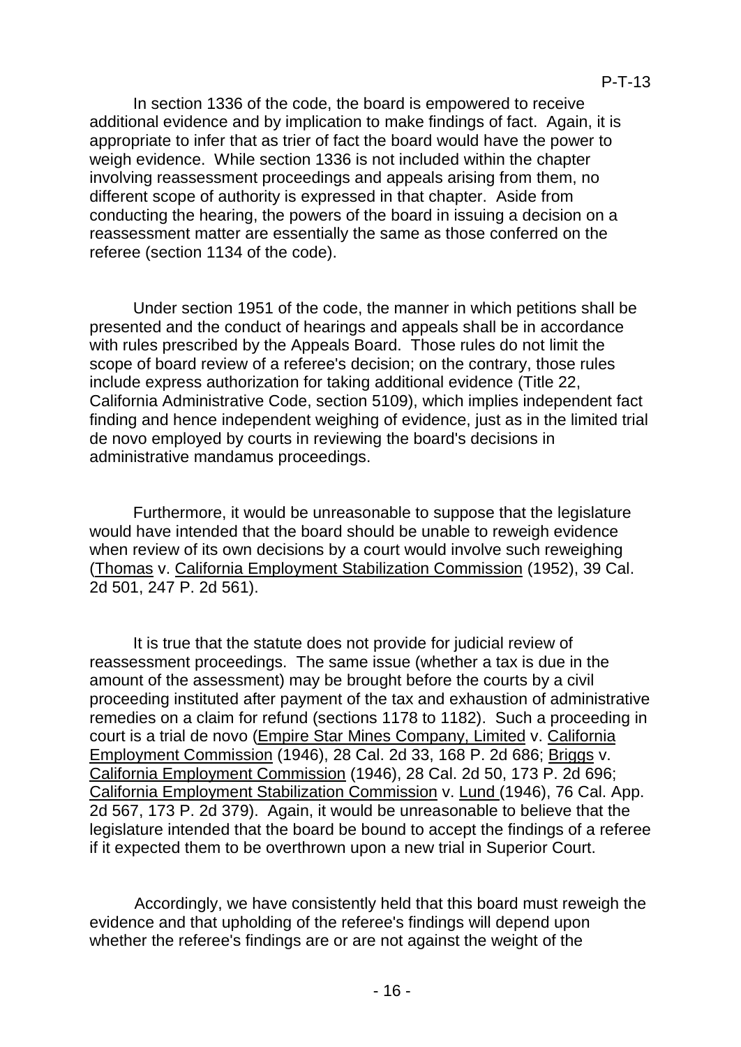In section 1336 of the code, the board is empowered to receive additional evidence and by implication to make findings of fact. Again, it is appropriate to infer that as trier of fact the board would have the power to weigh evidence. While section 1336 is not included within the chapter involving reassessment proceedings and appeals arising from them, no different scope of authority is expressed in that chapter. Aside from conducting the hearing, the powers of the board in issuing a decision on a reassessment matter are essentially the same as those conferred on the referee (section 1134 of the code).

Under section 1951 of the code, the manner in which petitions shall be presented and the conduct of hearings and appeals shall be in accordance with rules prescribed by the Appeals Board. Those rules do not limit the scope of board review of a referee's decision; on the contrary, those rules include express authorization for taking additional evidence (Title 22, California Administrative Code, section 5109), which implies independent fact finding and hence independent weighing of evidence, just as in the limited trial de novo employed by courts in reviewing the board's decisions in administrative mandamus proceedings.

Furthermore, it would be unreasonable to suppose that the legislature would have intended that the board should be unable to reweigh evidence when review of its own decisions by a court would involve such reweighing (Thomas v. California Employment Stabilization Commission (1952), 39 Cal. 2d 501, 247 P. 2d 561).

It is true that the statute does not provide for judicial review of reassessment proceedings. The same issue (whether a tax is due in the amount of the assessment) may be brought before the courts by a civil proceeding instituted after payment of the tax and exhaustion of administrative remedies on a claim for refund (sections 1178 to 1182). Such a proceeding in court is a trial de novo (Empire Star Mines Company, Limited v. California Employment Commission (1946), 28 Cal. 2d 33, 168 P. 2d 686; Briggs v. California Employment Commission (1946), 28 Cal. 2d 50, 173 P. 2d 696; California Employment Stabilization Commission v. Lund (1946), 76 Cal. App. 2d 567, 173 P. 2d 379). Again, it would be unreasonable to believe that the legislature intended that the board be bound to accept the findings of a referee if it expected them to be overthrown upon a new trial in Superior Court.

Accordingly, we have consistently held that this board must reweigh the evidence and that upholding of the referee's findings will depend upon whether the referee's findings are or are not against the weight of the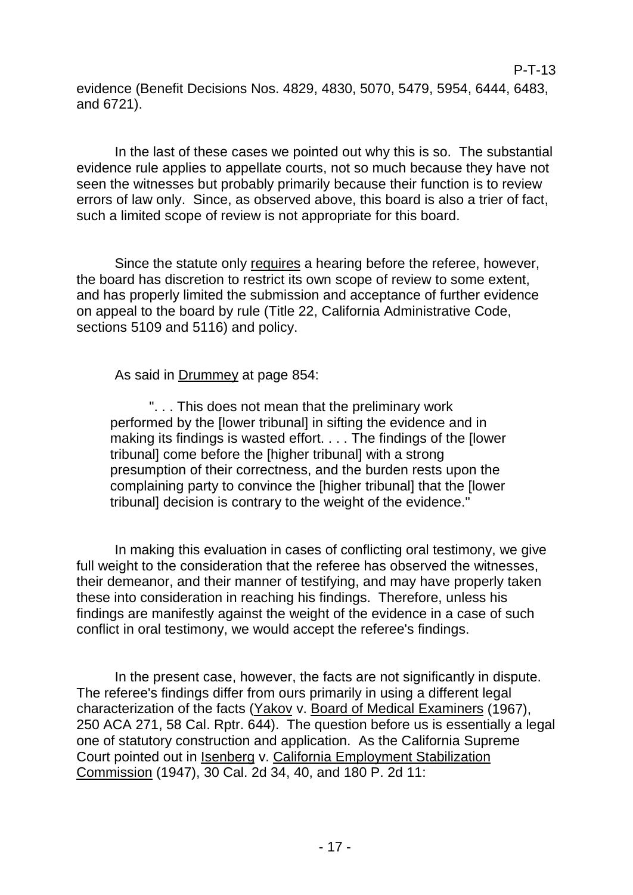evidence (Benefit Decisions Nos. 4829, 4830, 5070, 5479, 5954, 6444, 6483, and 6721).

In the last of these cases we pointed out why this is so. The substantial evidence rule applies to appellate courts, not so much because they have not seen the witnesses but probably primarily because their function is to review errors of law only. Since, as observed above, this board is also a trier of fact, such a limited scope of review is not appropriate for this board.

Since the statute only requires a hearing before the referee, however, the board has discretion to restrict its own scope of review to some extent, and has properly limited the submission and acceptance of further evidence on appeal to the board by rule (Title 22, California Administrative Code, sections 5109 and 5116) and policy.

As said in Drummey at page 854:

> ". . . This does not mean that the preliminary work performed by the [lower tribunal] in sifting the evidence and in making its findings is wasted effort. . . . The findings of the [lower tribunal] come before the [higher tribunal] with a strong presumption of their correctness, and the burden rests upon the complaining party to convince the [higher tribunal] that the [lower tribunal] decision is contrary to the weight of the evidence."

In making this evaluation in cases of conflicting oral testimony, we give full weight to the consideration that the referee has observed the witnesses, their demeanor, and their manner of testifying, and may have properly taken these into consideration in reaching his findings. Therefore, unless his findings are manifestly against the weight of the evidence in a case of such conflict in oral testimony, we would accept the referee's findings.

In the present case, however, the facts are not significantly in dispute. The referee's findings differ from ours primarily in using a different legal characterization of the facts (Yakov v. Board of Medical Examiners (1967), 250 ACA 271, 58 Cal. Rptr. 644). The question before us is essentially a legal one of statutory construction and application. As the California Supreme Court pointed out in Isenberg v. California Employment Stabilization Commission (1947), 30 Cal. 2d 34, 40, and 180 P. 2d 11: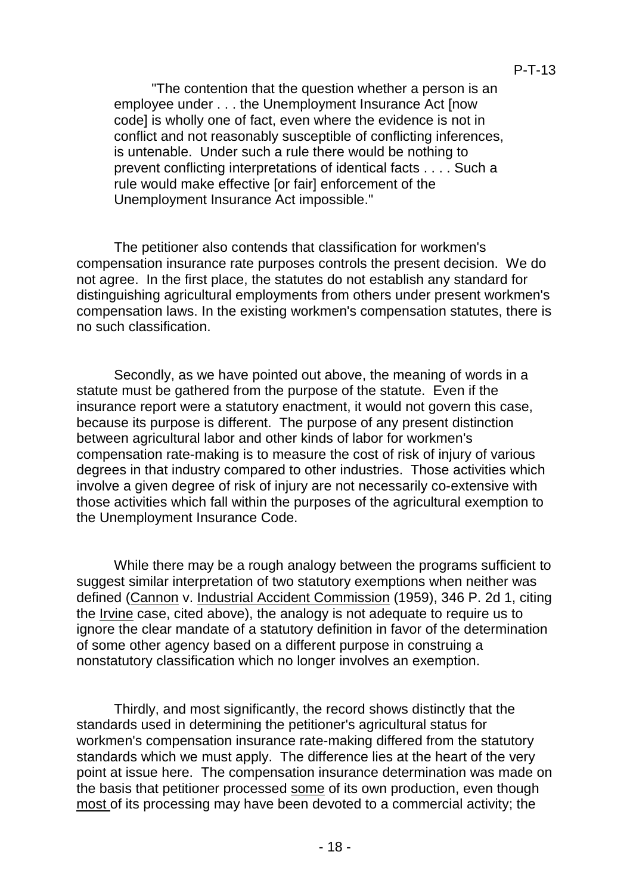> "The contention that the question whether a person is an employee under . . . the Unemployment Insurance Act [now code] is wholly one of fact, even where the evidence is not in conflict and not reasonably susceptible of conflicting inferences, is untenable. Under such a rule there would be nothing to prevent conflicting interpretations of identical facts . . . . Such a rule would make effective [or fair] enforcement of the Unemployment Insurance Act impossible."

The petitioner also contends that classification for workmen's compensation insurance rate purposes controls the present decision. We do not agree. In the first place, the statutes do not establish any standard for distinguishing agricultural employments from others under present workmen's compensation laws. In the existing workmen's compensation statutes, there is no such classification.

Secondly, as we have pointed out above, the meaning of words in a statute must be gathered from the purpose of the statute. Even if the insurance report were a statutory enactment, it would not govern this case, because its purpose is different. The purpose of any present distinction between agricultural labor and other kinds of labor for workmen's compensation rate-making is to measure the cost of risk of injury of various degrees in that industry compared to other industries. Those activities which involve a given degree of risk of injury are not necessarily co-extensive with those activities which fall within the purposes of the agricultural exemption to the Unemployment Insurance Code.

While there may be a rough analogy between the programs sufficient to suggest similar interpretation of two statutory exemptions when neither was defined (Cannon v. Industrial Accident Commission (1959), 346 P. 2d 1, citing the Irvine case, cited above), the analogy is not adequate to require us to ignore the clear mandate of a statutory definition in favor of the determination of some other agency based on a different purpose in construing a nonstatutory classification which no longer involves an exemption.

Thirdly, and most significantly, the record shows distinctly that the standards used in determining the petitioner's agricultural status for workmen's compensation insurance rate-making differed from the statutory standards which we must apply. The difference lies at the heart of the very point at issue here. The compensation insurance determination was made on the basis that petitioner processed some of its own production, even though most of its processing may have been devoted to a commercial activity; the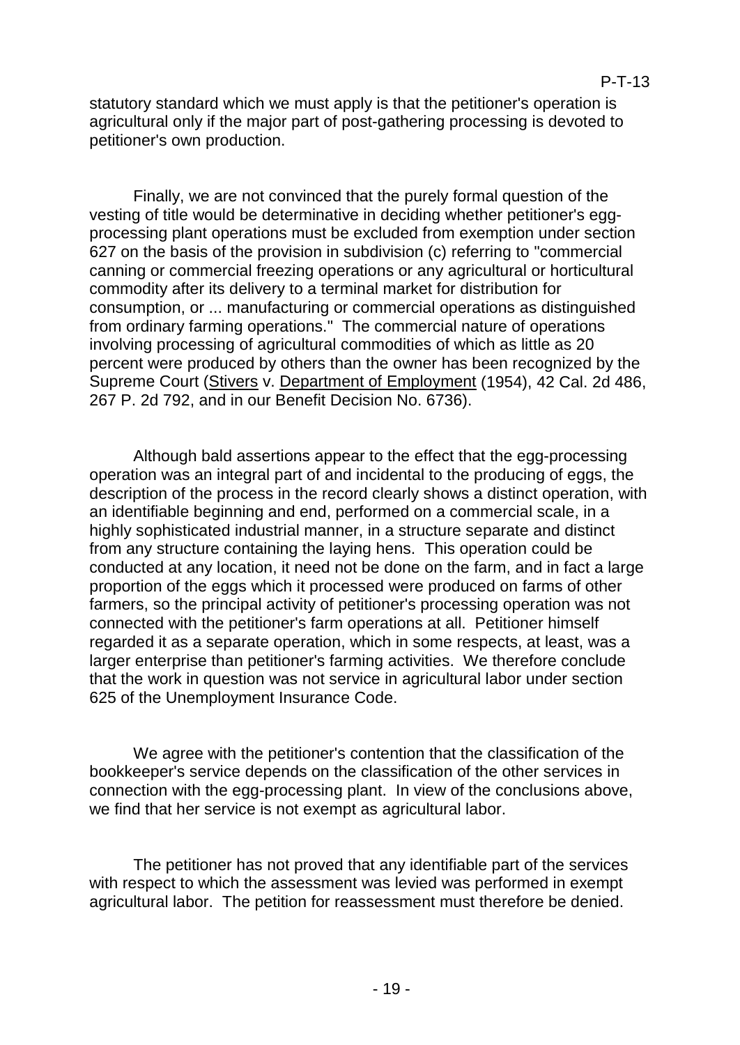statutory standard which we must apply is that the petitioner's operation is agricultural only if the major part of post-gathering processing is devoted to petitioner's own production.

Finally, we are not convinced that the purely formal question of the vesting of title would be determinative in deciding whether petitioner's egg-processing plant operations must be excluded from exemption under section 627 on the basis of the provision in subdivision (c) referring to "commercial canning or commercial freezing operations or any agricultural or horticultural commodity after its delivery to a terminal market for distribution for consumption, or ... manufacturing or commercial operations as distinguished from ordinary farming operations." The commercial nature of operations involving processing of agricultural commodities of which as little as 20 percent were produced by others than the owner has been recognized by the Supreme Court (Stivers v. Department of Employment (1954), 42 Cal. 2d 486, 267 P. 2d 792, and in our Benefit Decision No. 6736).

Although bald assertions appear to the effect that the egg-processing operation was an integral part of and incidental to the producing of eggs, the description of the process in the record clearly shows a distinct operation, with an identifiable beginning and end, performed on a commercial scale, in a highly sophisticated industrial manner, in a structure separate and distinct from any structure containing the laying hens. This operation could be conducted at any location, it need not be done on the farm, and in fact a large proportion of the eggs which it processed were produced on farms of other farmers, so the principal activity of petitioner's processing operation was not connected with the petitioner's farm operations at all. Petitioner himself regarded it as a separate operation, which in some respects, at least, was a larger enterprise than petitioner's farming activities. We therefore conclude that the work in question was not service in agricultural labor under section 625 of the Unemployment Insurance Code.

We agree with the petitioner's contention that the classification of the bookkeeper's service depends on the classification of the other services in connection with the egg-processing plant. In view of the conclusions above, we find that her service is not exempt as agricultural labor.

The petitioner has not proved that any identifiable part of the services with respect to which the assessment was levied was performed in exempt agricultural labor. The petition for reassessment must therefore be denied.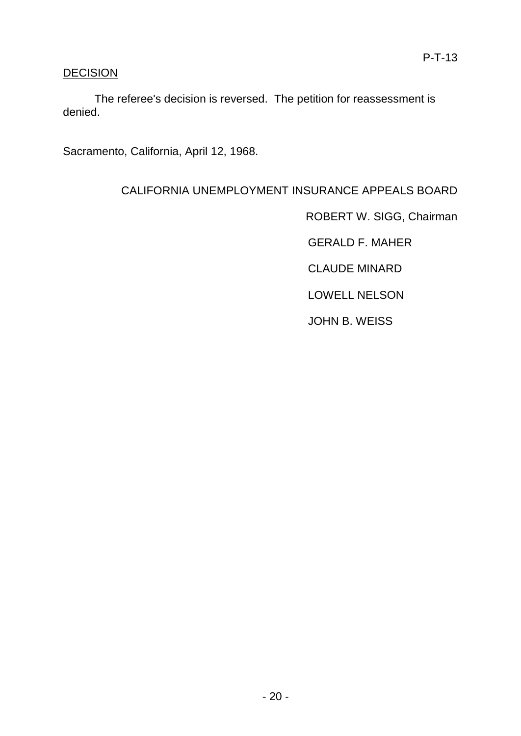P-T-13

DECISION

The referee's decision is reversed. The petition for reassessment is denied.

Sacramento, California, April 12, 1968.

CALIFORNIA UNEMPLOYMENT INSURANCE APPEALS BOARD

ROBERT W. SIGG, Chairman

GERALD F. MAHER

CLAUDE MINARD

LOWELL NELSON

JOHN B. WEISS